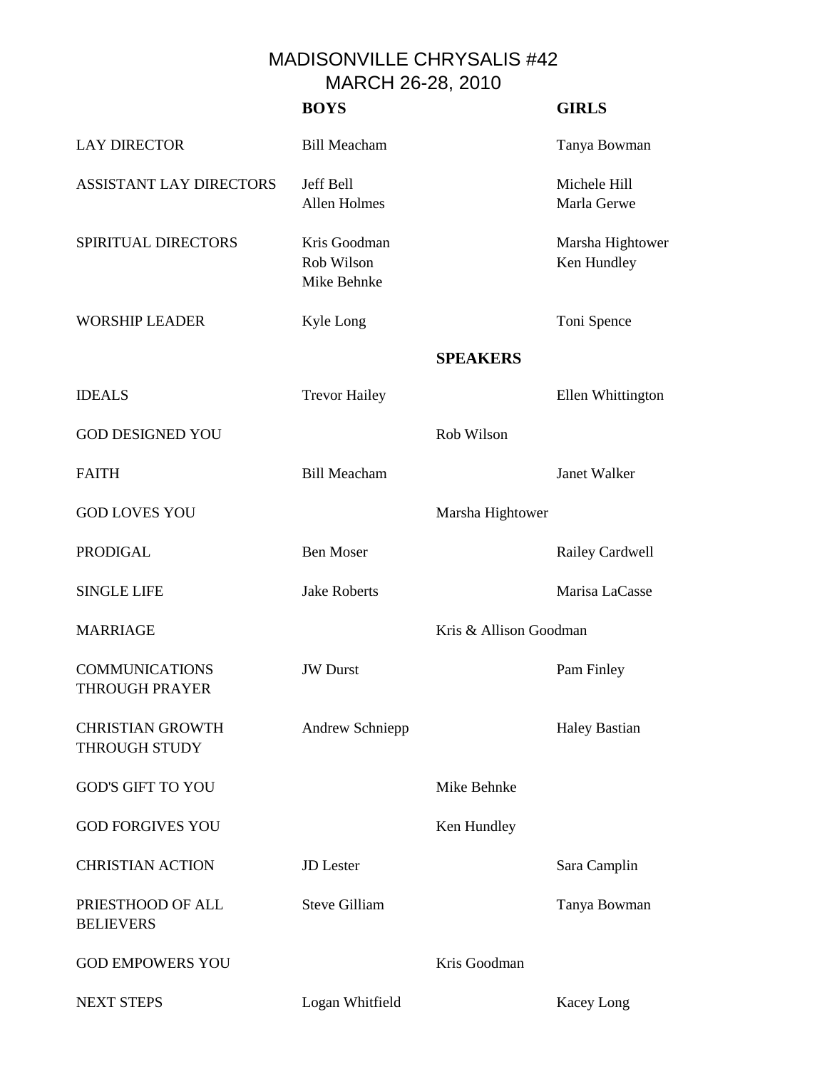# MADISONVILLE CHRYSALIS #42
## MARCH 26-28, 2010

| | BOYS | | GIRLS |
|---|---|---|---|
| LAY DIRECTOR | Bill Meacham | | Tanya Bowman |
| ASSISTANT LAY DIRECTORS | Jeff Bell<br>Allen Holmes | | Michele Hill<br>Marla Gerwe |
| SPIRITUAL DIRECTORS | Kris Goodman<br>Rob Wilson<br>Mike Behnke | | Marsha Hightower<br>Ken Hundley |
| WORSHIP LEADER | Kyle Long | | Toni Spence |
| | | **SPEAKERS** | |
| IDEALS | Trevor Hailey | | Ellen Whittington |
| GOD DESIGNED YOU | | Rob Wilson | |
| FAITH | Bill Meacham | | Janet Walker |
| GOD LOVES YOU | | Marsha Hightower | |
| PRODIGAL | Ben Moser | | Railey Cardwell |
| SINGLE LIFE | Jake Roberts | | Marisa LaCasse |
| MARRIAGE | | Kris & Allison Goodman | |
| COMMUNICATIONS THROUGH PRAYER | JW Durst | | Pam Finley |
| CHRISTIAN GROWTH THROUGH STUDY | Andrew Schniepp | | Haley Bastian |
| GOD'S GIFT TO YOU | | Mike Behnke | |
| GOD FORGIVES YOU | | Ken Hundley | |
| CHRISTIAN ACTION | JD Lester | | Sara Camplin |
| PRIESTHOOD OF ALL BELIEVERS | Steve Gilliam | | Tanya Bowman |
| GOD EMPOWERS YOU | | Kris Goodman | |
| NEXT STEPS | Logan Whitfield | | Kacey Long |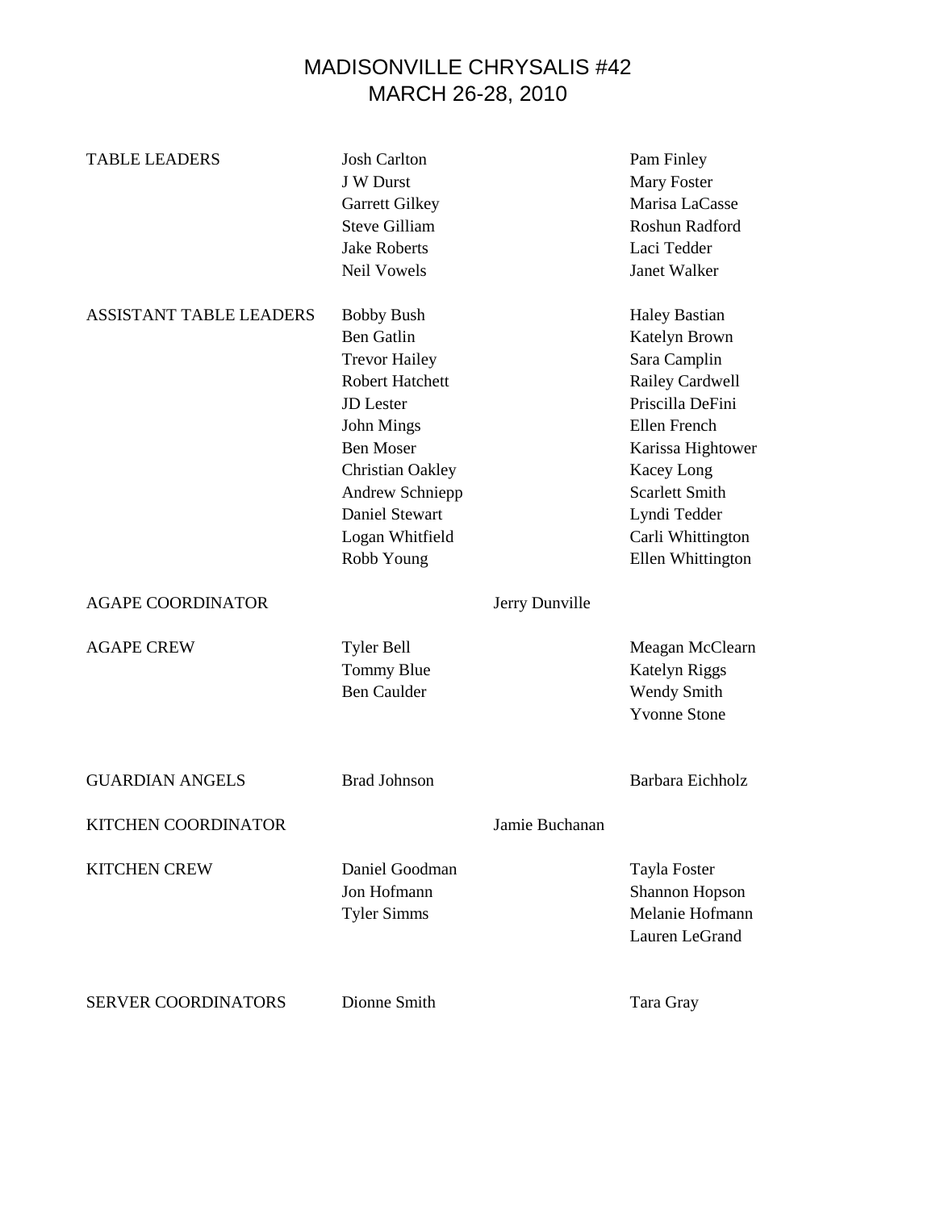# MADISONVILLE CHRYSALIS #42
## MARCH 26-28, 2010

| | | | |
|---|---|---|---|
| TABLE LEADERS | Josh Carlton | | Pam Finley |
| | J W Durst | | Mary Foster |
| | Garrett Gilkey | | Marisa LaCasse |
| | Steve Gilliam | | Roshun Radford |
| | Jake Roberts | | Laci Tedder |
| | Neil Vowels | | Janet Walker |
| ASSISTANT TABLE LEADERS | Bobby Bush | | Haley Bastian |
| | Ben Gatlin | | Katelyn Brown |
| | Trevor Hailey | | Sara Camplin |
| | Robert Hatchett | | Railey Cardwell |
| | JD Lester | | Priscilla DeFini |
| | John Mings | | Ellen French |
| | Ben Moser | | Karissa Hightower |
| | Christian Oakley | | Kacey Long |
| | Andrew Schniepp | | Scarlett Smith |
| | Daniel Stewart | | Lyndi Tedder |
| | Logan Whitfield | | Carli Whittington |
| | Robb Young | | Ellen Whittington |
| AGAPE COORDINATOR | | Jerry Dunville | |
| AGAPE CREW | Tyler Bell | | Meagan McClearn |
| | Tommy Blue | | Katelyn Riggs |
| | Ben Caulder | | Wendy Smith |
| | | | Yvonne Stone |
| GUARDIAN ANGELS | Brad Johnson | | Barbara Eichholz |
| KITCHEN COORDINATOR | | Jamie Buchanan | |
| KITCHEN CREW | Daniel Goodman | | Tayla Foster |
| | Jon Hofmann | | Shannon Hopson |
| | Tyler Simms | | Melanie Hofmann |
| | | | Lauren LeGrand |
| SERVER COORDINATORS | Dionne Smith | | Tara Gray |